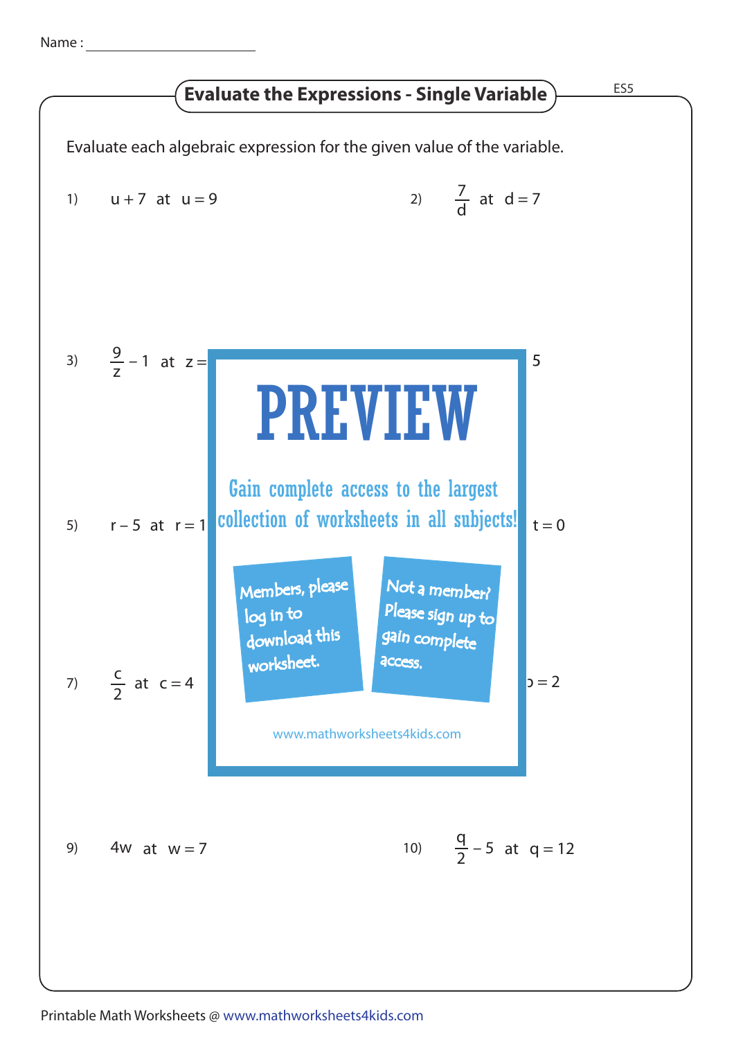Name : ____________________

# Evaluate the Expressions - Single Variable

ES5

Evaluate each algebraic expression for the given value of the variable.

1) $u + 7$ at $u = 9$

2) $\frac{7}{d}$ at $d = 7$

3) $\frac{9}{z} - 1$ at $z =$ 

5

PREVIEW

Gain complete access to the largest collection of worksheets in all subjects!

Members, please log in to download this worksheet.

Not a member? Please sign up to gain complete access.

www.mathworksheets4kids.com

5) $r - 5$ at $r = 1$

$t = 0$

7) $\frac{c}{2}$ at $c = 4$

$= 2$

9) $4w$ at $w = 7$

10) $\frac{q}{2} - 5$ at $q = 12$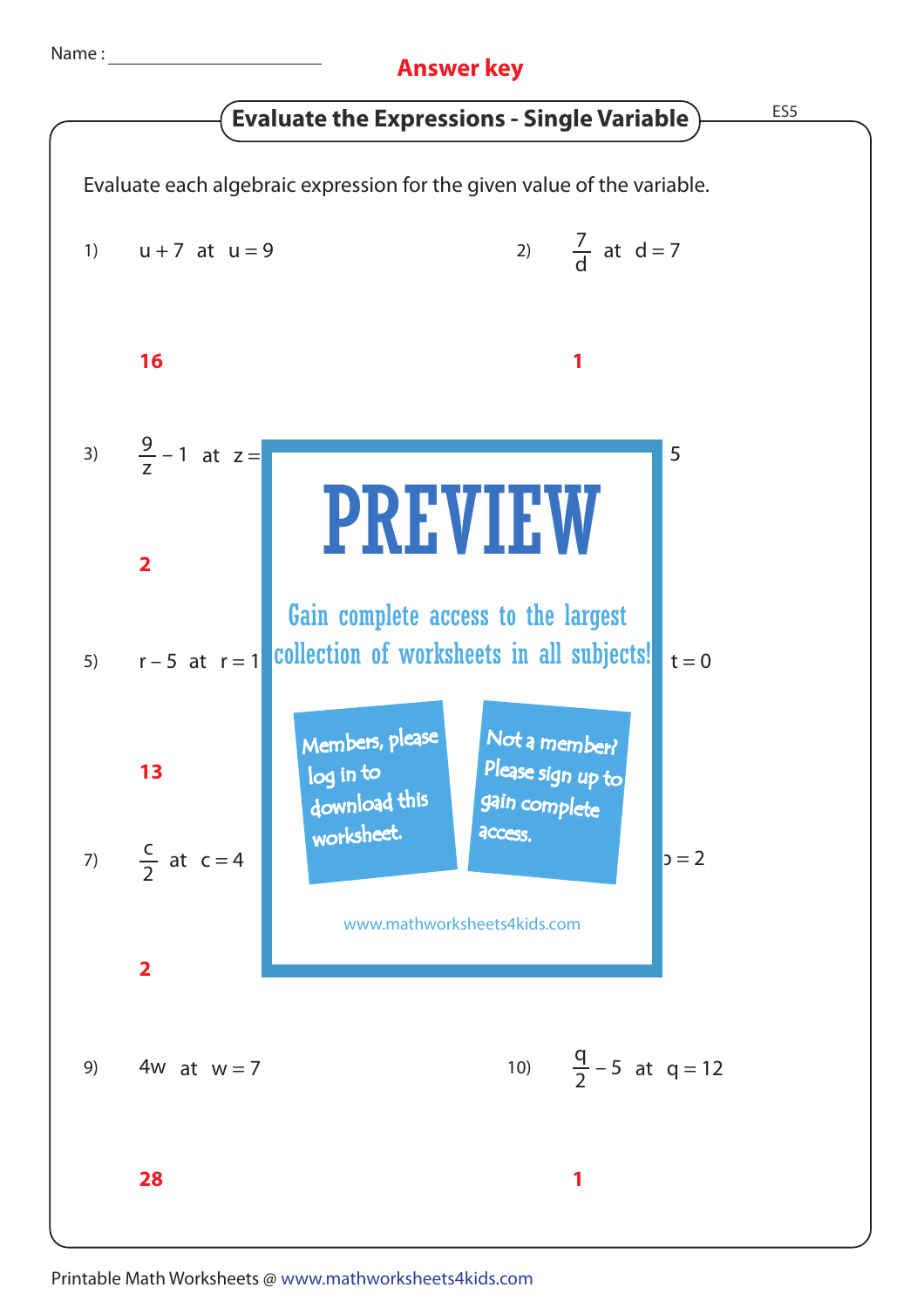Name : ____________________

**Answer key**

## Evaluate the Expressions - Single Variable

ES5

Evaluate each algebraic expression for the given value of the variable.

1) $u + 7$ at $u = 9$

**16**

2) $\frac{7}{d}$ at $d = 7$

**1**

3) $\frac{9}{z} - 1$ at $z =$

**2**

5

5) $r - 5$ at $r = 1$

**13**

$t = 0$

7) $\frac{c}{2}$ at $c = 4$

**2**

$= 2$

# PREVIEW

Gain complete access to the largest collection of worksheets in all subjects!

Members, please log in to download this worksheet.

Not a member? Please sign up to gain complete access.

www.mathworksheets4kids.com

9) $4w$ at $w = 7$

**28**

10) $\frac{q}{2} - 5$ at $q = 12$

**1**

Printable Math Worksheets @ www.mathworksheets4kids.com